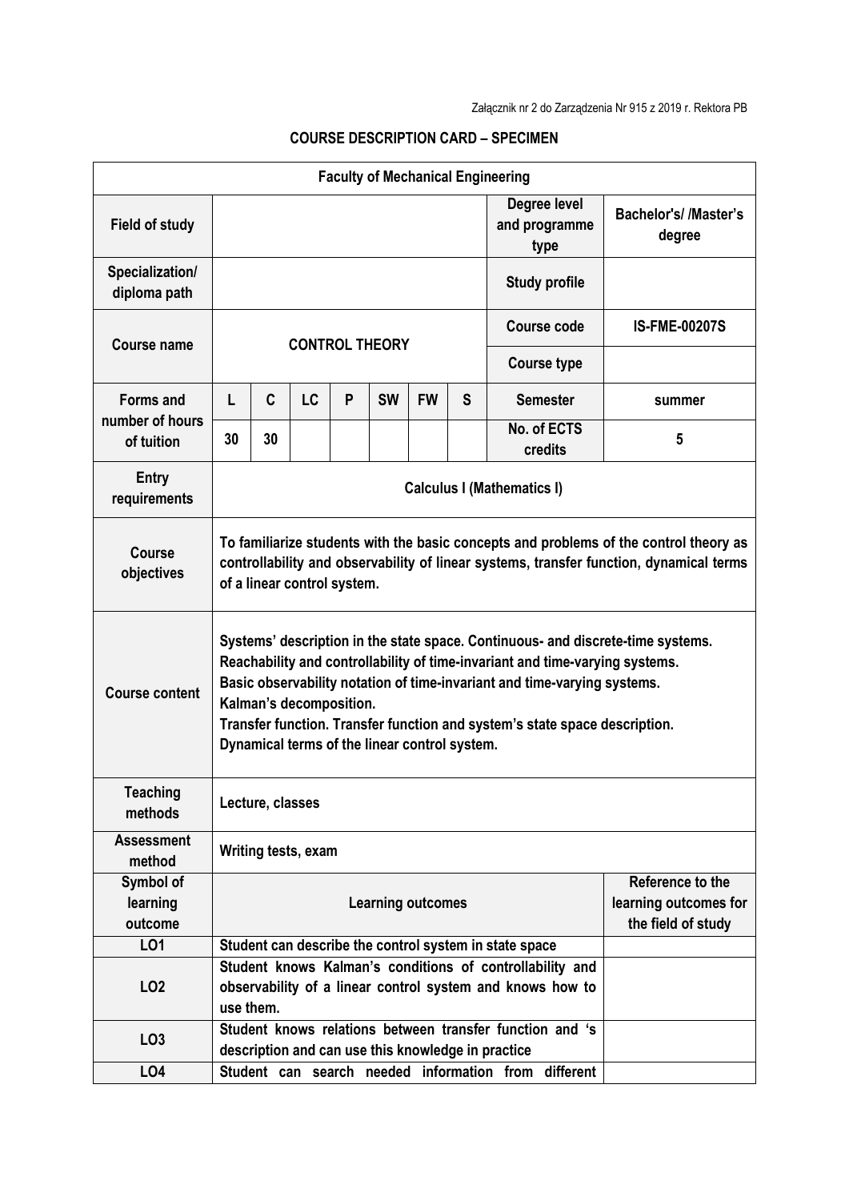Załącznik nr 2 do Zarządzenia Nr 915 z 2019 r. Rektora PB

**COURSE DESCRIPTION CARD – SPECIMEN**

| **Faculty of Mechanical Engineering** | | | | | | | | | |
|---|---|---|---|---|---|---|---|---|---|
| **Field of study** | | | | | | | | **Degree level and programme type** | **Bachelor's/ /Master's degree** |
| **Specialization/ diploma path** | | | | | | | | **Study profile** | |
| **Course name** | **CONTROL THEORY** | | | | | | | **Course code** | **IS-FME-00207S** |
| | | | | | | | | **Course type** | |
| **Forms and number of hours of tuition** | **L** | **C** | **LC** | **P** | **SW** | **FW** | **S** | **Semester** | **summer** |
| | **30** | **30** | | | | | | **No. of ECTS credits** | **5** |
| **Entry requirements** | **Calculus I (Mathematics I)** | | | | | | | | |
| **Course objectives** | **To familiarize students with the basic concepts and problems of the control theory as controllability and observability of linear systems, transfer function, dynamical terms of a linear control system.** | | | | | | | | |
| **Course content** | **Systems' description in the state space. Continuous- and discrete-time systems.<br>Reachability and controllability of time-invariant and time-varying systems.<br>Basic observability notation of time-invariant and time-varying systems.<br>Kalman's decomposition.<br>Transfer function. Transfer function and system's state space description.<br>Dynamical terms of the linear control system.** | | | | | | | | |
| **Teaching methods** | **Lecture, classes** | | | | | | | | |
| **Assessment method** | **Writing tests, exam** | | | | | | | | |
| **Symbol of learning outcome** | **Learning outcomes** | | | | | | | | **Reference to the learning outcomes for the field of study** |
| **LO1** | **Student can describe the control system in state space** | | | | | | | | |
| **LO2** | **Student knows Kalman's conditions of controllability and observability of a linear control system and knows how to use them.** | | | | | | | | |
| **LO3** | **Student knows relations between transfer function and 's description and can use this knowledge in practice** | | | | | | | | |
| **LO4** | **Student can search needed information from different** | | | | | | | | |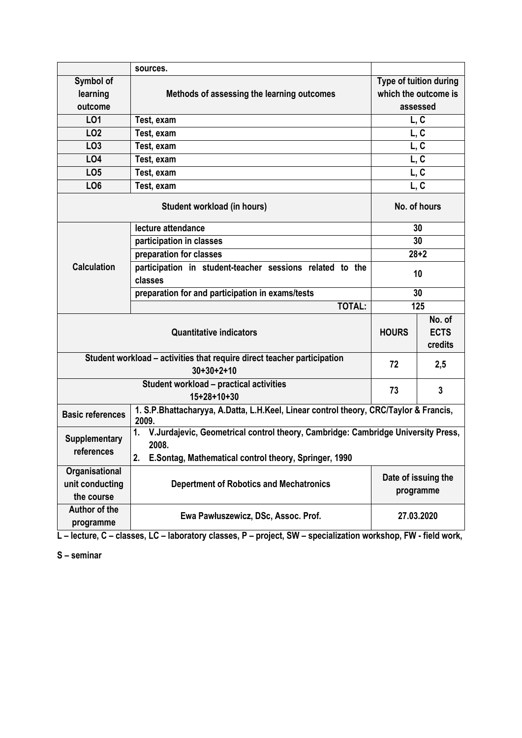| | | |
|---|---|---|
| | sources. | |
| **Symbol of learning outcome** | **Methods of assessing the learning outcomes** | **Type of tuition during which the outcome is assessed** |
| **LO1** | **Test, exam** | **L, C** |
| **LO2** | **Test, exam** | **L, C** |
| **LO3** | **Test, exam** | **L, C** |
| **LO4** | **Test, exam** | **L, C** |
| **LO5** | **Test, exam** | **L, C** |
| **LO6** | **Test, exam** | **L, C** |

| **Student workload (in hours)** | | **No. of hours** |
|---|---|---|
| **Calculation** | **lecture attendance** | **30** |
| | **participation in classes** | **30** |
| | **preparation for classes** | **28+2** |
| | **participation in student-teacher sessions related to the classes** | **10** |
| | **preparation for and participation in exams/tests** | **30** |
| | **TOTAL:** | **125** |

| **Quantitative indicators** | **HOURS** | **No. of ECTS credits** |
|---|---|---|
| **Student workload – activities that require direct teacher participation 30+30+2+10** | **72** | **2,5** |
| **Student workload – practical activities 15+28+10+30** | **73** | **3** |

| | | |
|---|---|---|
| **Basic references** | **1. S.P.Bhattacharyya, A.Datta, L.H.Keel, Linear control theory, CRC/Taylor & Francis, 2009.** | |
| **Supplementary references** | **1. V.Jurdajevic, Geometrical control theory, Cambridge: Cambridge University Press, 2008.** <br> **2. E.Sontag, Mathematical control theory, Springer, 1990** | |
| **Organisational unit conducting the course** | **Depertment of Robotics and Mechatronics** | **Date of issuing the programme** |
| **Author of the programme** | **Ewa Pawłuszewicz, DSc, Assoc. Prof.** | **27.03.2020** |

**L – lecture, C – classes, LC – laboratory classes, P – project, SW – specialization workshop, FW - field work, S – seminar**